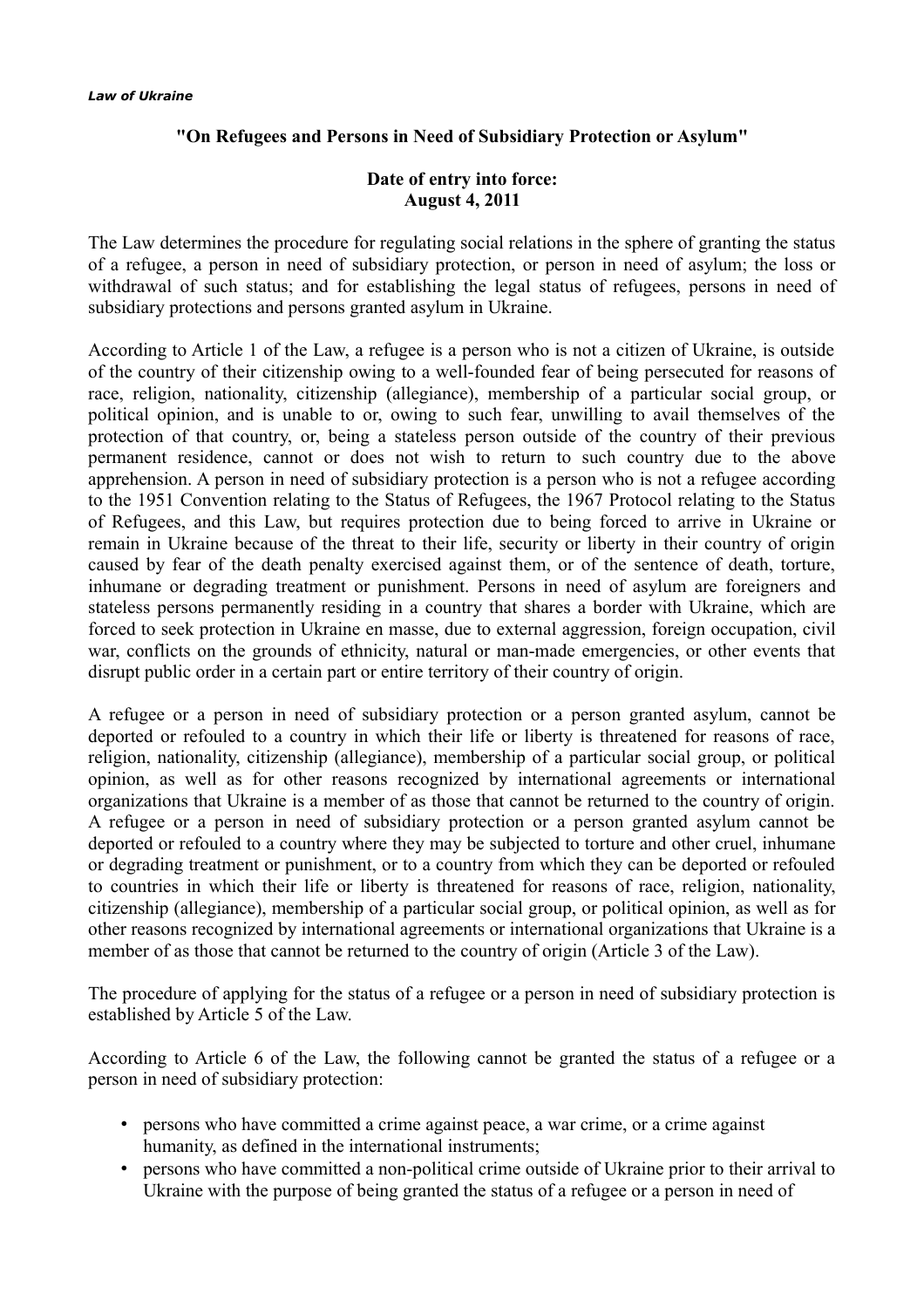*Law of Ukraine*

**"On Refugees and Persons in Need of Subsidiary Protection or Asylum"**

**Date of entry into force:**
**August 4, 2011**

The Law determines the procedure for regulating social relations in the sphere of granting the status of a refugee, a person in need of subsidiary protection, or person in need of asylum; the loss or withdrawal of such status; and for establishing the legal status of refugees, persons in need of subsidiary protections and persons granted asylum in Ukraine.

According to Article 1 of the Law, a refugee is a person who is not a citizen of Ukraine, is outside of the country of their citizenship owing to a well-founded fear of being persecuted for reasons of race, religion, nationality, citizenship (allegiance), membership of a particular social group, or political opinion, and is unable to or, owing to such fear, unwilling to avail themselves of the protection of that country, or, being a stateless person outside of the country of their previous permanent residence, cannot or does not wish to return to such country due to the above apprehension. A person in need of subsidiary protection is a person who is not a refugee according to the 1951 Convention relating to the Status of Refugees, the 1967 Protocol relating to the Status of Refugees, and this Law, but requires protection due to being forced to arrive in Ukraine or remain in Ukraine because of the threat to their life, security or liberty in their country of origin caused by fear of the death penalty exercised against them, or of the sentence of death, torture, inhumane or degrading treatment or punishment. Persons in need of asylum are foreigners and stateless persons permanently residing in a country that shares a border with Ukraine, which are forced to seek protection in Ukraine en masse, due to external aggression, foreign occupation, civil war, conflicts on the grounds of ethnicity, natural or man-made emergencies, or other events that disrupt public order in a certain part or entire territory of their country of origin.

A refugee or a person in need of subsidiary protection or a person granted asylum, cannot be deported or refouled to a country in which their life or liberty is threatened for reasons of race, religion, nationality, citizenship (allegiance), membership of a particular social group, or political opinion, as well as for other reasons recognized by international agreements or international organizations that Ukraine is a member of as those that cannot be returned to the country of origin. A refugee or a person in need of subsidiary protection or a person granted asylum cannot be deported or refouled to a country where they may be subjected to torture and other cruel, inhumane or degrading treatment or punishment, or to a country from which they can be deported or refouled to countries in which their life or liberty is threatened for reasons of race, religion, nationality, citizenship (allegiance), membership of a particular social group, or political opinion, as well as for other reasons recognized by international agreements or international organizations that Ukraine is a member of as those that cannot be returned to the country of origin (Article 3 of the Law).

The procedure of applying for the status of a refugee or a person in need of subsidiary protection is established by Article 5 of the Law.

According to Article 6 of the Law, the following cannot be granted the status of a refugee or a person in need of subsidiary protection:

- persons who have committed a crime against peace, a war crime, or a crime against humanity, as defined in the international instruments;
- persons who have committed a non-political crime outside of Ukraine prior to their arrival to Ukraine with the purpose of being granted the status of a refugee or a person in need of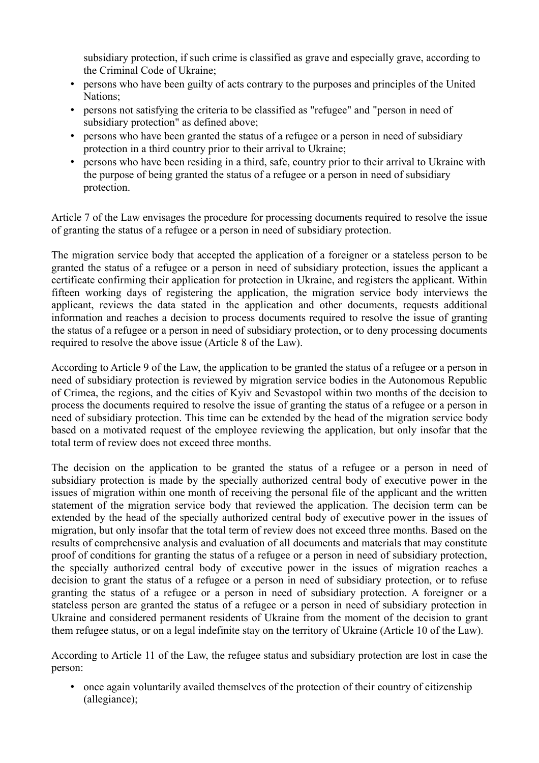subsidiary protection, if such crime is classified as grave and especially grave, according to the Criminal Code of Ukraine;

- persons who have been guilty of acts contrary to the purposes and principles of the United Nations;
- persons not satisfying the criteria to be classified as "refugee" and "person in need of subsidiary protection" as defined above;
- persons who have been granted the status of a refugee or a person in need of subsidiary protection in a third country prior to their arrival to Ukraine;
- persons who have been residing in a third, safe, country prior to their arrival to Ukraine with the purpose of being granted the status of a refugee or a person in need of subsidiary protection.

Article 7 of the Law envisages the procedure for processing documents required to resolve the issue of granting the status of a refugee or a person in need of subsidiary protection.

The migration service body that accepted the application of a foreigner or a stateless person to be granted the status of a refugee or a person in need of subsidiary protection, issues the applicant a certificate confirming their application for protection in Ukraine, and registers the applicant. Within fifteen working days of registering the application, the migration service body interviews the applicant, reviews the data stated in the application and other documents, requests additional information and reaches a decision to process documents required to resolve the issue of granting the status of a refugee or a person in need of subsidiary protection, or to deny processing documents required to resolve the above issue (Article 8 of the Law).

According to Article 9 of the Law, the application to be granted the status of a refugee or a person in need of subsidiary protection is reviewed by migration service bodies in the Autonomous Republic of Crimea, the regions, and the cities of Kyiv and Sevastopol within two months of the decision to process the documents required to resolve the issue of granting the status of a refugee or a person in need of subsidiary protection. This time can be extended by the head of the migration service body based on a motivated request of the employee reviewing the application, but only insofar that the total term of review does not exceed three months.

The decision on the application to be granted the status of a refugee or a person in need of subsidiary protection is made by the specially authorized central body of executive power in the issues of migration within one month of receiving the personal file of the applicant and the written statement of the migration service body that reviewed the application. The decision term can be extended by the head of the specially authorized central body of executive power in the issues of migration, but only insofar that the total term of review does not exceed three months. Based on the results of comprehensive analysis and evaluation of all documents and materials that may constitute proof of conditions for granting the status of a refugee or a person in need of subsidiary protection, the specially authorized central body of executive power in the issues of migration reaches a decision to grant the status of a refugee or a person in need of subsidiary protection, or to refuse granting the status of a refugee or a person in need of subsidiary protection. A foreigner or a stateless person are granted the status of a refugee or a person in need of subsidiary protection in Ukraine and considered permanent residents of Ukraine from the moment of the decision to grant them refugee status, or on a legal indefinite stay on the territory of Ukraine (Article 10 of the Law).

According to Article 11 of the Law, the refugee status and subsidiary protection are lost in case the person:

- once again voluntarily availed themselves of the protection of their country of citizenship (allegiance);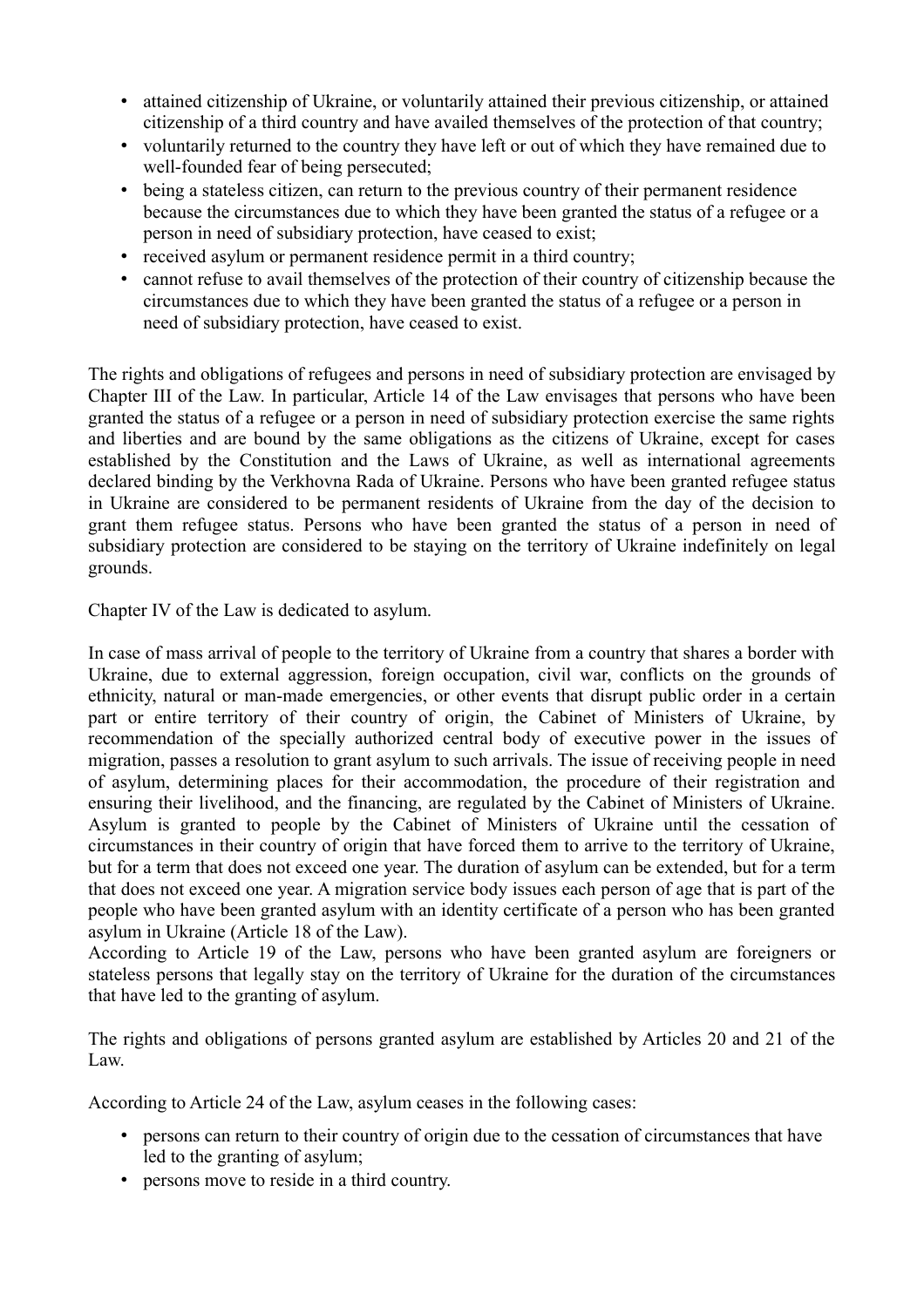- attained citizenship of Ukraine, or voluntarily attained their previous citizenship, or attained citizenship of a third country and have availed themselves of the protection of that country;
- voluntarily returned to the country they have left or out of which they have remained due to well-founded fear of being persecuted;
- being a stateless citizen, can return to the previous country of their permanent residence because the circumstances due to which they have been granted the status of a refugee or a person in need of subsidiary protection, have ceased to exist;
- received asylum or permanent residence permit in a third country;
- cannot refuse to avail themselves of the protection of their country of citizenship because the circumstances due to which they have been granted the status of a refugee or a person in need of subsidiary protection, have ceased to exist.

The rights and obligations of refugees and persons in need of subsidiary protection are envisaged by Chapter III of the Law. In particular, Article 14 of the Law envisages that persons who have been granted the status of a refugee or a person in need of subsidiary protection exercise the same rights and liberties and are bound by the same obligations as the citizens of Ukraine, except for cases established by the Constitution and the Laws of Ukraine, as well as international agreements declared binding by the Verkhovna Rada of Ukraine. Persons who have been granted refugee status in Ukraine are considered to be permanent residents of Ukraine from the day of the decision to grant them refugee status. Persons who have been granted the status of a person in need of subsidiary protection are considered to be staying on the territory of Ukraine indefinitely on legal grounds.

Chapter IV of the Law is dedicated to asylum.

In case of mass arrival of people to the territory of Ukraine from a country that shares a border with Ukraine, due to external aggression, foreign occupation, civil war, conflicts on the grounds of ethnicity, natural or man-made emergencies, or other events that disrupt public order in a certain part or entire territory of their country of origin, the Cabinet of Ministers of Ukraine, by recommendation of the specially authorized central body of executive power in the issues of migration, passes a resolution to grant asylum to such arrivals. The issue of receiving people in need of asylum, determining places for their accommodation, the procedure of their registration and ensuring their livelihood, and the financing, are regulated by the Cabinet of Ministers of Ukraine. Asylum is granted to people by the Cabinet of Ministers of Ukraine until the cessation of circumstances in their country of origin that have forced them to arrive to the territory of Ukraine, but for a term that does not exceed one year. The duration of asylum can be extended, but for a term that does not exceed one year. A migration service body issues each person of age that is part of the people who have been granted asylum with an identity certificate of a person who has been granted asylum in Ukraine (Article 18 of the Law).

According to Article 19 of the Law, persons who have been granted asylum are foreigners or stateless persons that legally stay on the territory of Ukraine for the duration of the circumstances that have led to the granting of asylum.

The rights and obligations of persons granted asylum are established by Articles 20 and 21 of the Law.

According to Article 24 of the Law, asylum ceases in the following cases:

- persons can return to their country of origin due to the cessation of circumstances that have led to the granting of asylum;
- persons move to reside in a third country.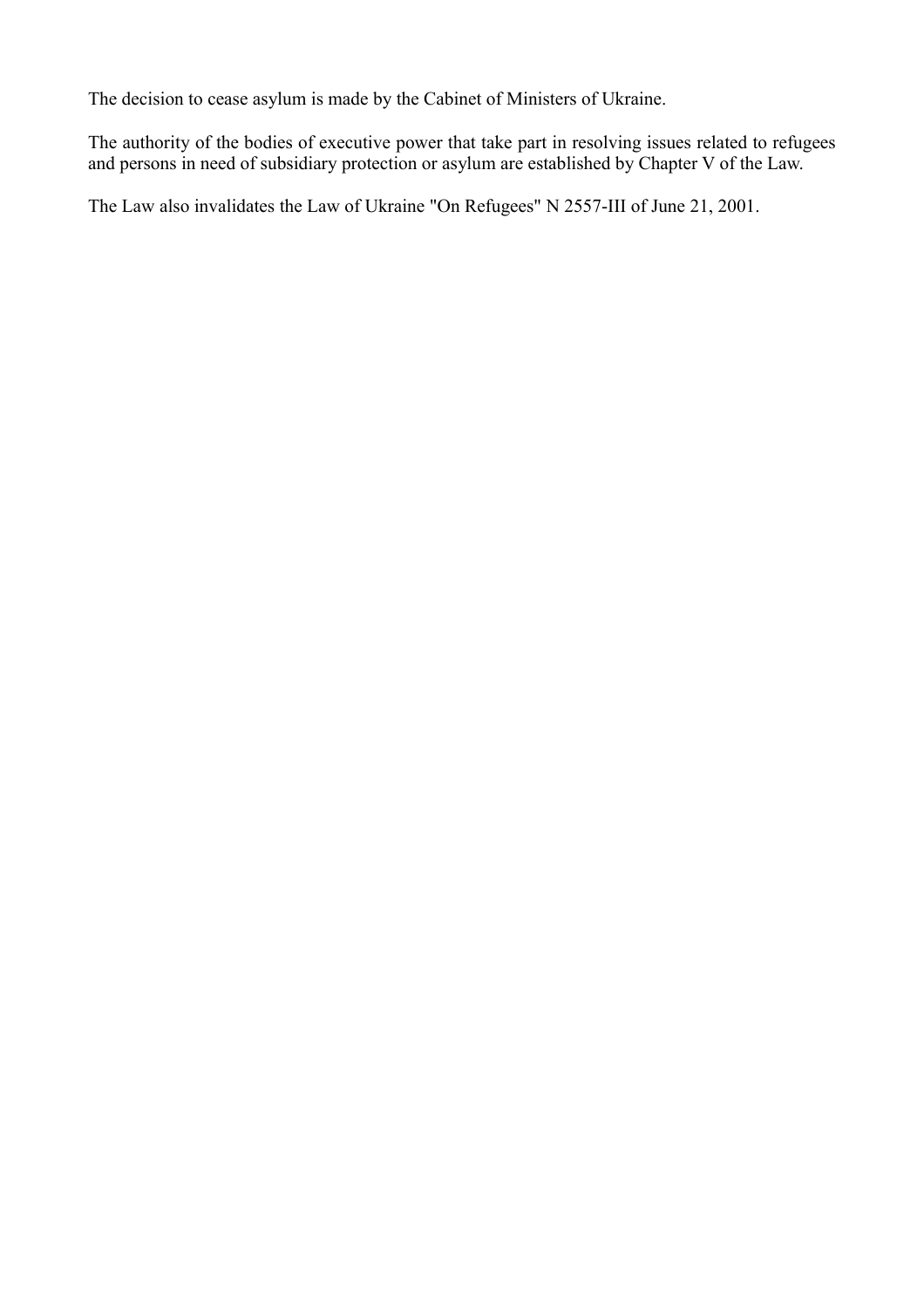The decision to cease asylum is made by the Cabinet of Ministers of Ukraine.

The authority of the bodies of executive power that take part in resolving issues related to refugees and persons in need of subsidiary protection or asylum are established by Chapter V of the Law.

The Law also invalidates the Law of Ukraine "On Refugees" N 2557-III of June 21, 2001.